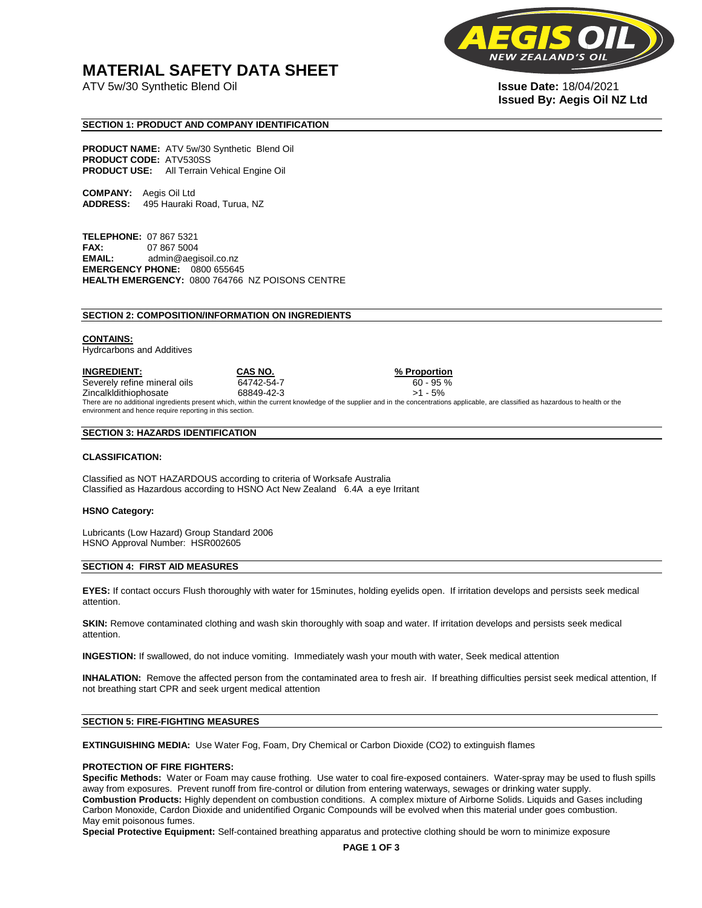# MATERIAL SAFETY DATA SHEET

ATV 5w/30 Synthetic Blend Oil

**Issue Date:** 18/04/2021
**Issued By: Aegis Oil NZ Ltd**

## SECTION 1: PRODUCT AND COMPANY IDENTIFICATION

**PRODUCT NAME:** ATV 5w/30 Synthetic Blend Oil
**PRODUCT CODE:** ATV530SS
**PRODUCT USE:** All Terrain Vehical Engine Oil

**COMPANY:** Aegis Oil Ltd
**ADDRESS:** 495 Hauraki Road, Turua, NZ

**TELEPHONE:** 07 867 5321
**FAX:** 07 867 5004
**EMAIL:** admin@aegisoil.co.nz
**EMERGENCY PHONE:** 0800 655645
**HEALTH EMERGENCY:** 0800 764766 NZ POISONS CENTRE

## SECTION 2: COMPOSITION/INFORMATION ON INGREDIENTS

**CONTAINS:**
Hydrcarbons and Additives

| INGREDIENT: | CAS NO. | % Proportion |
|---|---|---|
| Severely refine mineral oils | 64742-54-7 | 60 - 95 % |
| Zincalkldithiophosate | 68849-42-3 | >1 - 5% |

There are no additional ingredients present which, within the current knowledge of the supplier and in the concentrations applicable, are classified as hazardous to health or the environment and hence require reporting in this section.

## SECTION 3: HAZARDS IDENTIFICATION

**CLASSIFICATION:**

Classified as NOT HAZARDOUS according to criteria of Worksafe Australia
Classified as Hazardous according to HSNO Act New Zealand 6.4A a eye Irritant

**HSNO Category:**

Lubricants (Low Hazard) Group Standard 2006
HSNO Approval Number: HSR002605

## SECTION 4: FIRST AID MEASURES

**EYES:** If contact occurs Flush thoroughly with water for 15minutes, holding eyelids open. If irritation develops and persists seek medical attention.

**SKIN:** Remove contaminated clothing and wash skin thoroughly with soap and water. If irritation develops and persists seek medical attention.

**INGESTION:** If swallowed, do not induce vomiting. Immediately wash your mouth with water, Seek medical attention

**INHALATION:** Remove the affected person from the contaminated area to fresh air. If breathing difficulties persist seek medical attention, If not breathing start CPR and seek urgent medical attention

## SECTION 5: FIRE-FIGHTING MEASURES

**EXTINGUISHING MEDIA:** Use Water Fog, Foam, Dry Chemical or Carbon Dioxide ($CO_2$) to extinguish flames

**PROTECTION OF FIRE FIGHTERS:**
**Specific Methods:** Water or Foam may cause frothing. Use water to coal fire-exposed containers. Water-spray may be used to flush spills away from exposures. Prevent runoff from fire-control or dilution from entering waterways, sewages or drinking water supply.
**Combustion Products:** Highly dependent on combustion conditions. A complex mixture of Airborne Solids. Liquids and Gases including Carbon Monoxide, Cardon Dioxide and unidentified Organic Compounds will be evolved when this material under goes combustion. May emit poisonous fumes.
**Special Protective Equipment:** Self-contained breathing apparatus and protective clothing should be worn to minimize exposure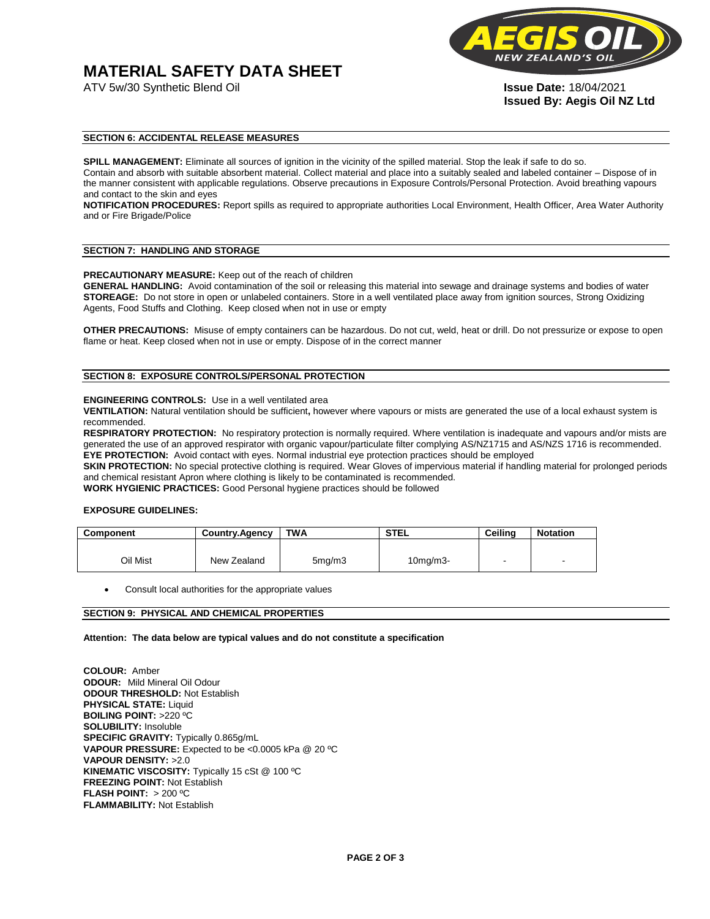# MATERIAL SAFETY DATA SHEET

ATV 5w/30 Synthetic Blend Oil

**Issue Date:** 18/04/2021
**Issued By: Aegis Oil NZ Ltd**

## SECTION 6: ACCIDENTAL RELEASE MEASURES

**SPILL MANAGEMENT:** Eliminate all sources of ignition in the vicinity of the spilled material. Stop the leak if safe to do so.
Contain and absorb with suitable absorbent material. Collect material and place into a suitably sealed and labeled container – Dispose of in the manner consistent with applicable regulations. Observe precautions in Exposure Controls/Personal Protection. Avoid breathing vapours and contact to the skin and eyes

**NOTIFICATION PROCEDURES:** Report spills as required to appropriate authorities Local Environment, Health Officer, Area Water Authority and or Fire Brigade/Police

## SECTION 7: HANDLING AND STORAGE

**PRECAUTIONARY MEASURE:** Keep out of the reach of children
**GENERAL HANDLING:** Avoid contamination of the soil or releasing this material into sewage and drainage systems and bodies of water
**STOREAGE:** Do not store in open or unlabeled containers. Store in a well ventilated place away from ignition sources, Strong Oxidizing Agents, Food Stuffs and Clothing. Keep closed when not in use or empty

**OTHER PRECAUTIONS:** Misuse of empty containers can be hazardous. Do not cut, weld, heat or drill. Do not pressurize or expose to open flame or heat. Keep closed when not in use or empty. Dispose of in the correct manner

## SECTION 8: EXPOSURE CONTROLS/PERSONAL PROTECTION

**ENGINEERING CONTROLS:** Use in a well ventilated area
**VENTILATION:** Natural ventilation should be sufficient**,** however where vapours or mists are generated the use of a local exhaust system is recommended.
**RESPIRATORY PROTECTION:** No respiratory protection is normally required. Where ventilation is inadequate and vapours and/or mists are generated the use of an approved respirator with organic vapour/particulate filter complying AS/NZ1715 and AS/NZS 1716 is recommended.
**EYE PROTECTION:** Avoid contact with eyes. Normal industrial eye protection practices should be employed
**SKIN PROTECTION:** No special protective clothing is required. Wear Gloves of impervious material if handling material for prolonged periods and chemical resistant Apron where clothing is likely to be contaminated is recommended.
**WORK HYGIENIC PRACTICES:** Good Personal hygiene practices should be followed

**EXPOSURE GUIDELINES:**

| Component | Country.Agency | TWA | STEL | Ceiling | Notation |
|---|---|---|---|---|---|
| Oil Mist | New Zealand | 5mg/m3 | 10mg/m3- | - | - |

- Consult local authorities for the appropriate values

## SECTION 9: PHYSICAL AND CHEMICAL PROPERTIES

**Attention: The data below are typical values and do not constitute a specification**

**COLOUR:** Amber
**ODOUR:** Mild Mineral Oil Odour
**ODOUR THRESHOLD:** Not Establish
**PHYSICAL STATE:** Liquid
**BOILING POINT:** >220 ºC
**SOLUBILITY:** Insoluble
**SPECIFIC GRAVITY:** Typically 0.865g/mL
**VAPOUR PRESSURE:** Expected to be <0.0005 kPa @ 20 ºC
**VAPOUR DENSITY:** >2.0
**KINEMATIC VISCOSITY:** Typically 15 cSt @ 100 ºC
**FREEZING POINT:** Not Establish
**FLASH POINT:** > 200 ºC
**FLAMMABILITY:** Not Establish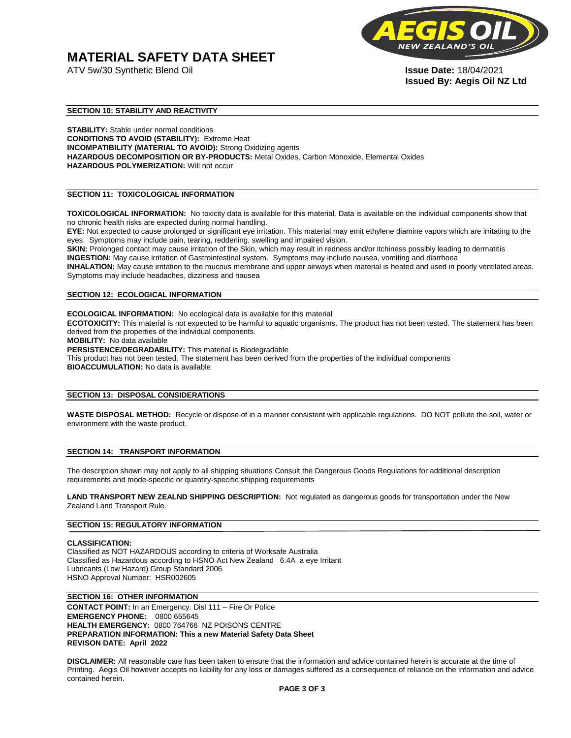# MATERIAL SAFETY DATA SHEET

ATV 5w/30 Synthetic Blend Oil

**Issue Date:** 18/04/2021
**Issued By: Aegis Oil NZ Ltd**

## SECTION 10: STABILITY AND REACTIVITY

**STABILITY:** Stable under normal conditions
**CONDITIONS TO AVOID (STABILITY):** Extreme Heat
**INCOMPATIBILITY (MATERIAL TO AVOID):** Strong Oxidizing agents
**HAZARDOUS DECOMPOSITION OR BY-PRODUCTS:** Metal Oxides, Carbon Monoxide, Elemental Oxides
**HAZARDOUS POLYMERIZATION:** Will not occur

## SECTION 11: TOXICOLOGICAL INFORMATION

**TOXICOLOGICAL INFORMATION:** No toxicity data is available for this material. Data is available on the individual components show that no chronic health risks are expected during normal handling.
**EYE:** Not expected to cause prolonged or significant eye irritation. This material may emit ethylene diamine vapors which are irritating to the eyes. Symptoms may include pain, tearing, reddening, swelling and impaired vision.
**SKIN:** Prolonged contact may cause irritation of the Skin, which may result in redness and/or itchiness possibly leading to dermatitis
**INGESTION:** May cause irritation of Gastrointestinal system. Symptoms may include nausea, vomiting and diarrhoea
**INHALATION:** May cause irritation to the mucous membrane and upper airways when material is heated and used in poorly ventilated areas. Symptoms may include headaches, dizziness and nausea

## SECTION 12: ECOLOGICAL INFORMATION

**ECOLOGICAL INFORMATION:** No ecological data is available for this material
**ECOTOXICITY:** This material is not expected to be harmful to aquatic organisms. The product has not been tested. The statement has been derived from the properties of the individual components.
**MOBILITY:** No data available
**PERSISTENCE/DEGRADABILITY:** This material is Biodegradable
This product has not been tested. The statement has been derived from the properties of the individual components
**BIOACCUMULATION:** No data is available

## SECTION 13: DISPOSAL CONSIDERATIONS

**WASTE DISPOSAL METHOD:** Recycle or dispose of in a manner consistent with applicable regulations. DO NOT pollute the soil, water or environment with the waste product.

## SECTION 14: TRANSPORT INFORMATION

The description shown may not apply to all shipping situations Consult the Dangerous Goods Regulations for additional description requirements and mode-specific or quantity-specific shipping requirements

**LAND TRANSPORT NEW ZEALND SHIPPING DESCRIPTION:** Not regulated as dangerous goods for transportation under the New Zealand Land Transport Rule.

## SECTION 15: REGULATORY INFORMATION

**CLASSIFICATION:**
Classified as NOT HAZARDOUS according to criteria of Worksafe Australia
Classified as Hazardous according to HSNO Act New Zealand 6.4A a eye Irritant
Lubricants (Low Hazard) Group Standard 2006
HSNO Approval Number: HSR002605

## SECTION 16: OTHER INFORMATION

**CONTACT POINT:** In an Emergency. Disl 111 – Fire Or Police
**EMERGENCY PHONE:** 0800 655645
**HEALTH EMERGENCY:** 0800 764766 NZ POISONS CENTRE
**PREPARATION INFORMATION: This a new Material Safety Data Sheet**
**REVISON DATE: April 2022**

**DISCLAIMER:** All reasonable care has been taken to ensure that the information and advice contained herein is accurate at the time of Printing. Aegis Oil however accepts no liability for any loss or damages suffered as a consequence of reliance on the information and advice contained herein.